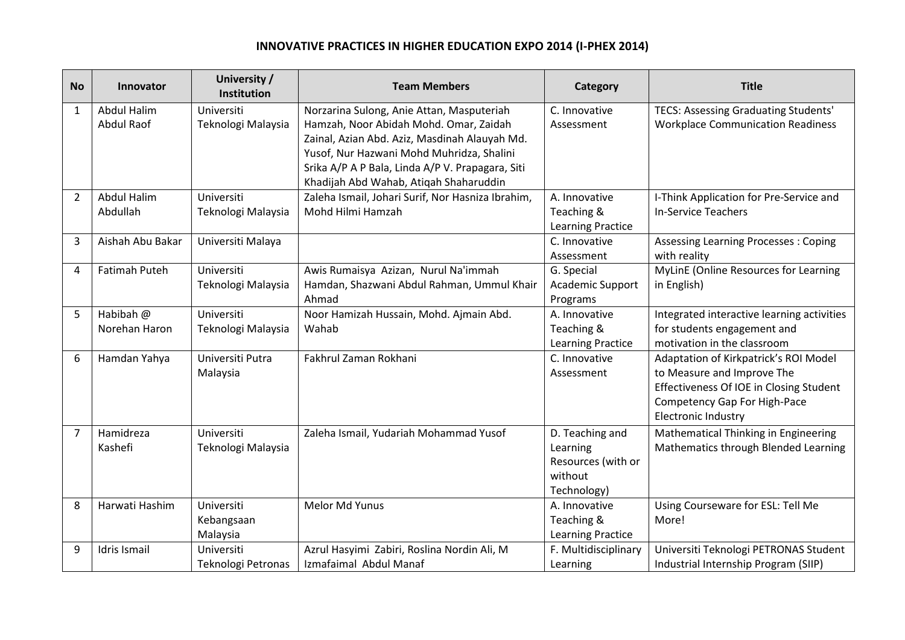# INNOVATIVE PRACTICES IN HIGHER EDUCATION EXPO 2014 (I-PHEX 2014)

| No | Innovator | University / Institution | Team Members | Category | Title |
|---|---|---|---|---|---|
| 1 | Abdul Halim Abdul Raof | Universiti Teknologi Malaysia | Norzarina Sulong, Anie Attan, Masputeriah Hamzah, Noor Abidah Mohd. Omar, Zaidah Zainal, Azian Abd. Aziz, Masdinah Alauyah Md. Yusof, Nur Hazwani Mohd Muhridza, Shalini Srika A/P A P Bala, Linda A/P V. Prapagara, Siti Khadijah Abd Wahab, Atiqah Shaharuddin | C. Innovative Assessment | TECS: Assessing Graduating Students' Workplace Communication Readiness |
| 2 | Abdul Halim Abdullah | Universiti Teknologi Malaysia | Zaleha Ismail, Johari Surif, Nor Hasniza Ibrahim, Mohd Hilmi Hamzah | A. Innovative Teaching & Learning Practice | I-Think Application for Pre-Service and In-Service Teachers |
| 3 | Aishah Abu Bakar | Universiti Malaya | | C. Innovative Assessment | Assessing Learning Processes : Coping with reality |
| 4 | Fatimah Puteh | Universiti Teknologi Malaysia | Awis Rumaisya Azizan, Nurul Na'immah Hamdan, Shazwani Abdul Rahman, Ummul Khair Ahmad | G. Special Academic Support Programs | MyLinE (Online Resources for Learning in English) |
| 5 | Habibah @ Norehan Haron | Universiti Teknologi Malaysia | Noor Hamizah Hussain, Mohd. Ajmain Abd. Wahab | A. Innovative Teaching & Learning Practice | Integrated interactive learning activities for students engagement and motivation in the classroom |
| 6 | Hamdan Yahya | Universiti Putra Malaysia | Fakhrul Zaman Rokhani | C. Innovative Assessment | Adaptation of Kirkpatrick's ROI Model to Measure and Improve The Effectiveness Of IOE in Closing Student Competency Gap For High-Pace Electronic Industry |
| 7 | Hamidreza Kashefi | Universiti Teknologi Malaysia | Zaleha Ismail, Yudariah Mohammad Yusof | D. Teaching and Learning Resources (with or without Technology) | Mathematical Thinking in Engineering Mathematics through Blended Learning |
| 8 | Harwati Hashim | Universiti Kebangsaan Malaysia | Melor Md Yunus | A. Innovative Teaching & Learning Practice | Using Courseware for ESL: Tell Me More! |
| 9 | Idris Ismail | Universiti Teknologi Petronas | Azrul Hasyimi Zabiri, Roslina Nordin Ali, M Izmafaimal Abdul Manaf | F. Multidisciplinary Learning | Universiti Teknologi PETRONAS Student Industrial Internship Program (SIIP) |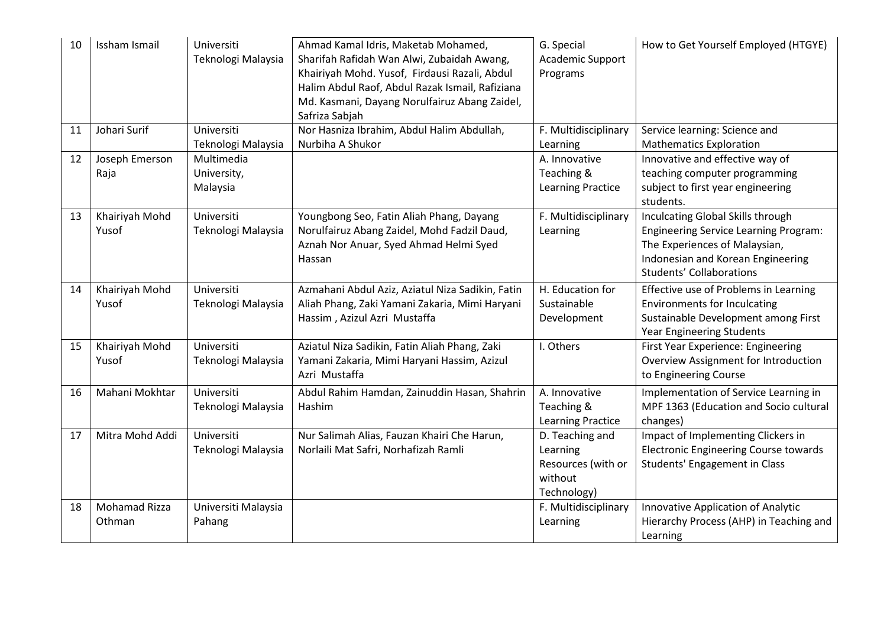| 10 | Issham Ismail | Universiti Teknologi Malaysia | Ahmad Kamal Idris, Maketab Mohamed, Sharifah Rafidah Wan Alwi, Zubaidah Awang, Khairiyah Mohd. Yusof, Firdausi Razali, Abdul Halim Abdul Raof, Abdul Razak Ismail, Rafiziana Md. Kasmani, Dayang Norulfairuz Abang Zaidel, Safriza Sabjah | G. Special Academic Support Programs | How to Get Yourself Employed (HTGYE) |
|---|---|---|---|---|---|
| 11 | Johari Surif | Universiti Teknologi Malaysia | Nor Hasniza Ibrahim, Abdul Halim Abdullah, Nurbiha A Shukor | F. Multidisciplinary Learning | Service learning: Science and Mathematics Exploration |
| 12 | Joseph Emerson Raja | Multimedia University, Malaysia | | A. Innovative Teaching & Learning Practice | Innovative and effective way of teaching computer programming subject to first year engineering students. |
| 13 | Khairiyah Mohd Yusof | Universiti Teknologi Malaysia | Youngbong Seo, Fatin Aliah Phang, Dayang Norulfairuz Abang Zaidel, Mohd Fadzil Daud, Aznah Nor Anuar, Syed Ahmad Helmi Syed Hassan | F. Multidisciplinary Learning | Inculcating Global Skills through Engineering Service Learning Program: The Experiences of Malaysian, Indonesian and Korean Engineering Students' Collaborations |
| 14 | Khairiyah Mohd Yusof | Universiti Teknologi Malaysia | Azmahani Abdul Aziz, Aziatul Niza Sadikin, Fatin Aliah Phang, Zaki Yamani Zakaria, Mimi Haryani Hassim , Azizul Azri Mustaffa | H. Education for Sustainable Development | Effective use of Problems in Learning Environments for Inculcating Sustainable Development among First Year Engineering Students |
| 15 | Khairiyah Mohd Yusof | Universiti Teknologi Malaysia | Aziatul Niza Sadikin, Fatin Aliah Phang, Zaki Yamani Zakaria, Mimi Haryani Hassim, Azizul Azri Mustaffa | I. Others | First Year Experience: Engineering Overview Assignment for Introduction to Engineering Course |
| 16 | Mahani Mokhtar | Universiti Teknologi Malaysia | Abdul Rahim Hamdan, Zainuddin Hasan, Shahrin Hashim | A. Innovative Teaching & Learning Practice | Implementation of Service Learning in MPF 1363 (Education and Socio cultural changes) |
| 17 | Mitra Mohd Addi | Universiti Teknologi Malaysia | Nur Salimah Alias, Fauzan Khairi Che Harun, Norlaili Mat Safri, Norhafizah Ramli | D. Teaching and Learning Resources (with or without Technology) | Impact of Implementing Clickers in Electronic Engineering Course towards Students' Engagement in Class |
| 18 | Mohamad Rizza Othman | Universiti Malaysia Pahang | | F. Multidisciplinary Learning | Innovative Application of Analytic Hierarchy Process (AHP) in Teaching and Learning |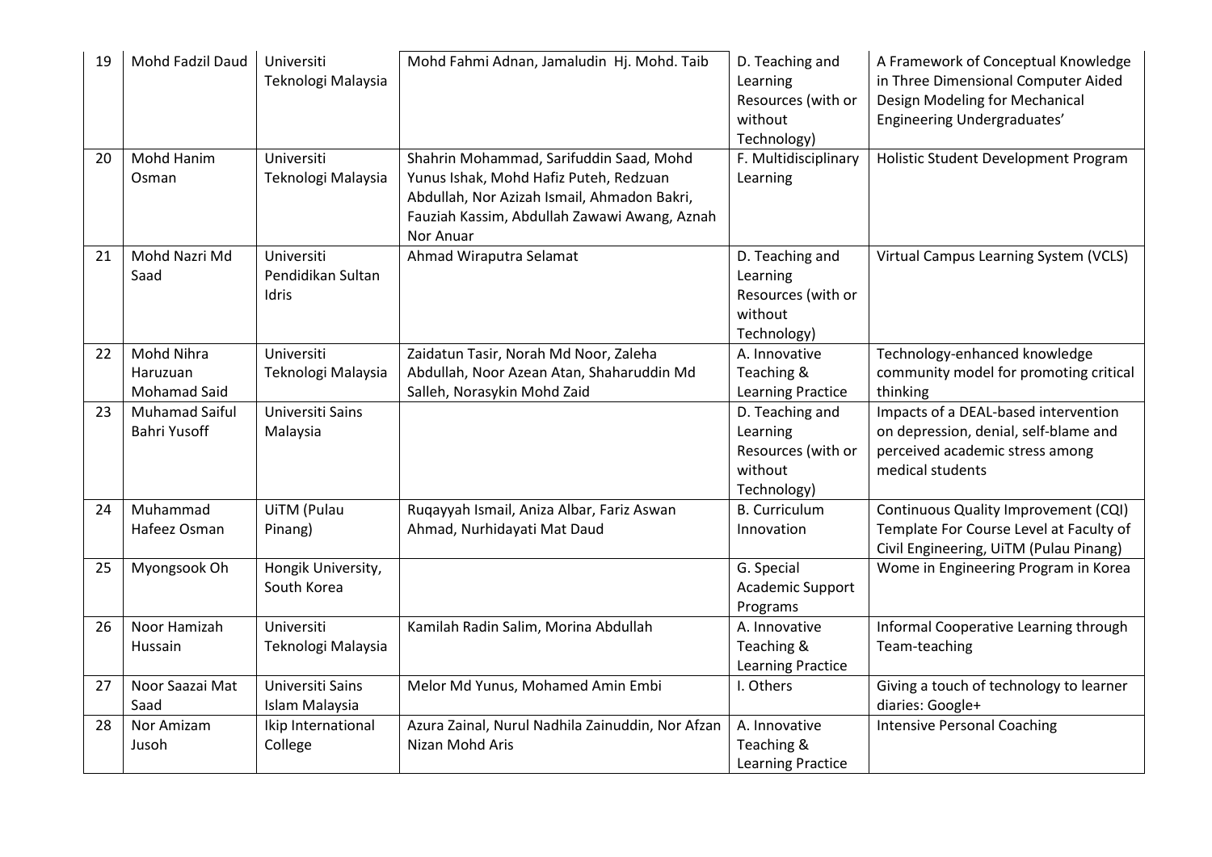| 19 | Mohd Fadzil Daud | Universiti Teknologi Malaysia | Mohd Fahmi Adnan, Jamaludin Hj. Mohd. Taib | D. Teaching and Learning Resources (with or without Technology) | A Framework of Conceptual Knowledge in Three Dimensional Computer Aided Design Modeling for Mechanical Engineering Undergraduates' |
|---|---|---|---|---|---|
| 20 | Mohd Hanim Osman | Universiti Teknologi Malaysia | Shahrin Mohammad, Sarifuddin Saad, Mohd Yunus Ishak, Mohd Hafiz Puteh, Redzuan Abdullah, Nor Azizah Ismail, Ahmadon Bakri, Fauziah Kassim, Abdullah Zawawi Awang, Aznah Nor Anuar | F. Multidisciplinary Learning | Holistic Student Development Program |
| 21 | Mohd Nazri Md Saad | Universiti Pendidikan Sultan Idris | Ahmad Wiraputra Selamat | D. Teaching and Learning Resources (with or without Technology) | Virtual Campus Learning System (VCLS) |
| 22 | Mohd Nihra Haruzuan Mohamad Said | Universiti Teknologi Malaysia | Zaidatun Tasir, Norah Md Noor, Zaleha Abdullah, Noor Azean Atan, Shaharuddin Md Salleh, Norasykin Mohd Zaid | A. Innovative Teaching & Learning Practice | Technology-enhanced knowledge community model for promoting critical thinking |
| 23 | Muhamad Saiful Bahri Yusoff | Universiti Sains Malaysia | | D. Teaching and Learning Resources (with or without Technology) | Impacts of a DEAL-based intervention on depression, denial, self-blame and perceived academic stress among medical students |
| 24 | Muhammad Hafeez Osman | UiTM (Pulau Pinang) | Ruqayyah Ismail, Aniza Albar, Fariz Aswan Ahmad, Nurhidayati Mat Daud | B. Curriculum Innovation | Continuous Quality Improvement (CQI) Template For Course Level at Faculty of Civil Engineering, UiTM (Pulau Pinang) |
| 25 | Myongsook Oh | Hongik University, South Korea | | G. Special Academic Support Programs | Wome in Engineering Program in Korea |
| 26 | Noor Hamizah Hussain | Universiti Teknologi Malaysia | Kamilah Radin Salim, Morina Abdullah | A. Innovative Teaching & Learning Practice | Informal Cooperative Learning through Team-teaching |
| 27 | Noor Saazai Mat Saad | Universiti Sains Islam Malaysia | Melor Md Yunus, Mohamed Amin Embi | I. Others | Giving a touch of technology to learner diaries: Google+ |
| 28 | Nor Amizam Jusoh | Ikip International College | Azura Zainal, Nurul Nadhila Zainuddin, Nor Afzan Nizan Mohd Aris | A. Innovative Teaching & Learning Practice | Intensive Personal Coaching |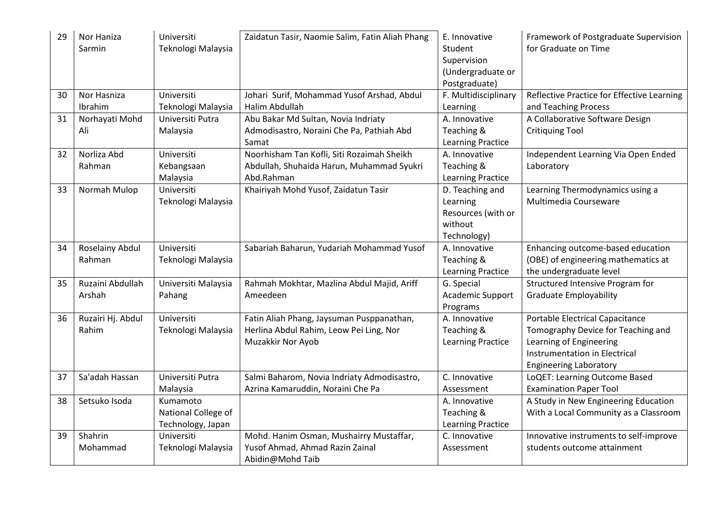| 29 | Nor Haniza Sarmin | Universiti Teknologi Malaysia | Zaidatun Tasir, Naomie Salim, Fatin Aliah Phang | E. Innovative Student Supervision (Undergraduate or Postgraduate) | Framework of Postgraduate Supervision for Graduate on Time |
|---|---|---|---|---|---|
| 30 | Nor Hasniza Ibrahim | Universiti Teknologi Malaysia | Johari Surif, Mohammad Yusof Arshad, Abdul Halim Abdullah | F. Multidisciplinary Learning | Reflective Practice for Effective Learning and Teaching Process |
| 31 | Norhayati Mohd Ali | Universiti Putra Malaysia | Abu Bakar Md Sultan, Novia Indriaty Admodisastro, Noraini Che Pa, Pathiah Abd Samat | A. Innovative Teaching & Learning Practice | A Collaborative Software Design Critiquing Tool |
| 32 | Norliza Abd Rahman | Universiti Kebangsaan Malaysia | Noorhisham Tan Kofli, Siti Rozaimah Sheikh Abdullah, Shuhaida Harun, Muhammad Syukri Abd.Rahman | A. Innovative Teaching & Learning Practice | Independent Learning Via Open Ended Laboratory |
| 33 | Normah Mulop | Universiti Teknologi Malaysia | Khairiyah Mohd Yusof, Zaidatun Tasir | D. Teaching and Learning Resources (with or without Technology) | Learning Thermodynamics using a Multimedia Courseware |
| 34 | Roselainy Abdul Rahman | Universiti Teknologi Malaysia | Sabariah Baharun, Yudariah Mohammad Yusof | A. Innovative Teaching & Learning Practice | Enhancing outcome-based education (OBE) of engineering mathematics at the undergraduate level |
| 35 | Ruzaini Abdullah Arshah | Universiti Malaysia Pahang | Rahmah Mokhtar, Mazlina Abdul Majid, Ariff Ameedeen | G. Special Academic Support Programs | Structured Intensive Program for Graduate Employability |
| 36 | Ruzairi Hj. Abdul Rahim | Universiti Teknologi Malaysia | Fatin Aliah Phang, Jaysuman Pusppanathan, Herlina Abdul Rahim, Leow Pei Ling, Nor Muzakkir Nor Ayob | A. Innovative Teaching & Learning Practice | Portable Electrical Capacitance Tomography Device for Teaching and Learning of Engineering Instrumentation in Electrical Engineering Laboratory |
| 37 | Sa'adah Hassan | Universiti Putra Malaysia | Salmi Baharom, Novia Indriaty Admodisastro, Azrina Kamaruddin, Noraini Che Pa | C. Innovative Assessment | LoQET: Learning Outcome Based Examination Paper Tool |
| 38 | Setsuko Isoda | Kumamoto National College of Technology, Japan | | A. Innovative Teaching & Learning Practice | A Study in New Engineering Education With a Local Community as a Classroom |
| 39 | Shahrin Mohammad | Universiti Teknologi Malaysia | Mohd. Hanim Osman, Mushairry Mustaffar, Yusof Ahmad, Ahmad Razin Zainal Abidin@Mohd Taib | C. Innovative Assessment | Innovative instruments to self-improve students outcome attainment |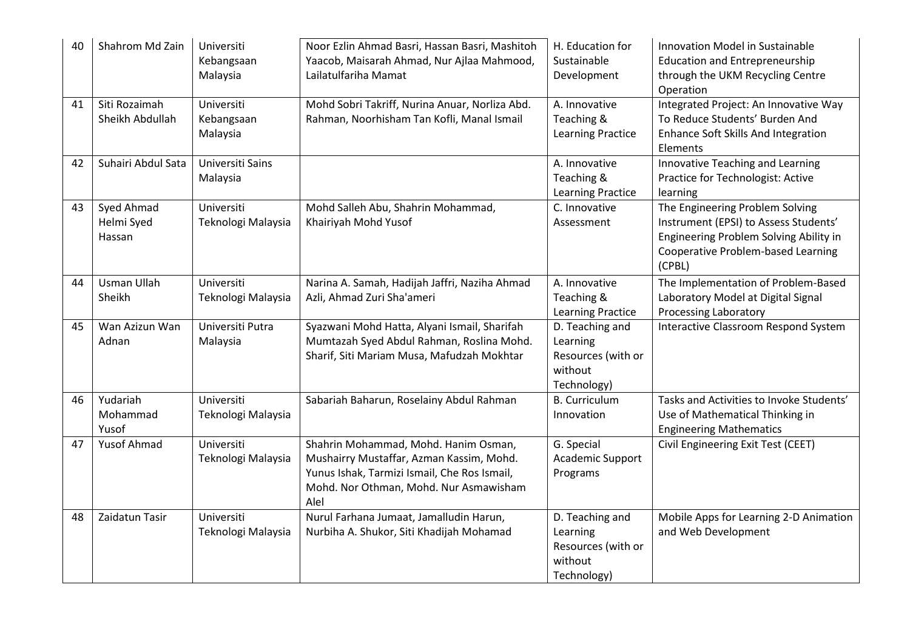| 40 | Shahrom Md Zain | Universiti Kebangsaan Malaysia | Noor Ezlin Ahmad Basri, Hassan Basri, Mashitoh Yaacob, Maisarah Ahmad, Nur Ajlaa Mahmood, Lailatulfariha Mamat | H. Education for Sustainable Development | Innovation Model in Sustainable Education and Entrepreneurship through the UKM Recycling Centre Operation |
|---|---|---|---|---|---|
| 41 | Siti Rozaimah Sheikh Abdullah | Universiti Kebangsaan Malaysia | Mohd Sobri Takriff, Nurina Anuar, Norliza Abd. Rahman, Noorhisham Tan Kofli, Manal Ismail | A. Innovative Teaching & Learning Practice | Integrated Project: An Innovative Way To Reduce Students' Burden And Enhance Soft Skills And Integration Elements |
| 42 | Suhairi Abdul Sata | Universiti Sains Malaysia | | A. Innovative Teaching & Learning Practice | Innovative Teaching and Learning Practice for Technologist: Active learning |
| 43 | Syed Ahmad Helmi Syed Hassan | Universiti Teknologi Malaysia | Mohd Salleh Abu, Shahrin Mohammad, Khairiyah Mohd Yusof | C. Innovative Assessment | The Engineering Problem Solving Instrument (EPSI) to Assess Students' Engineering Problem Solving Ability in Cooperative Problem-based Learning (CPBL) |
| 44 | Usman Ullah Sheikh | Universiti Teknologi Malaysia | Narina A. Samah, Hadijah Jaffri, Naziha Ahmad Azli, Ahmad Zuri Sha'ameri | A. Innovative Teaching & Learning Practice | The Implementation of Problem-Based Laboratory Model at Digital Signal Processing Laboratory |
| 45 | Wan Azizun Wan Adnan | Universiti Putra Malaysia | Syazwani Mohd Hatta, Alyani Ismail, Sharifah Mumtazah Syed Abdul Rahman, Roslina Mohd. Sharif, Siti Mariam Musa, Mafudzah Mokhtar | D. Teaching and Learning Resources (with or without Technology) | Interactive Classroom Respond System |
| 46 | Yudariah Mohammad Yusof | Universiti Teknologi Malaysia | Sabariah Baharun, Roselainy Abdul Rahman | B. Curriculum Innovation | Tasks and Activities to Invoke Students' Use of Mathematical Thinking in Engineering Mathematics |
| 47 | Yusof Ahmad | Universiti Teknologi Malaysia | Shahrin Mohammad, Mohd. Hanim Osman, Mushairry Mustaffar, Azman Kassim, Mohd. Yunus Ishak, Tarmizi Ismail, Che Ros Ismail, Mohd. Nor Othman, Mohd. Nur Asmawisham Alel | G. Special Academic Support Programs | Civil Engineering Exit Test (CEET) |
| 48 | Zaidatun Tasir | Universiti Teknologi Malaysia | Nurul Farhana Jumaat, Jamalludin Harun, Nurbiha A. Shukor, Siti Khadijah Mohamad | D. Teaching and Learning Resources (with or without Technology) | Mobile Apps for Learning 2-D Animation and Web Development |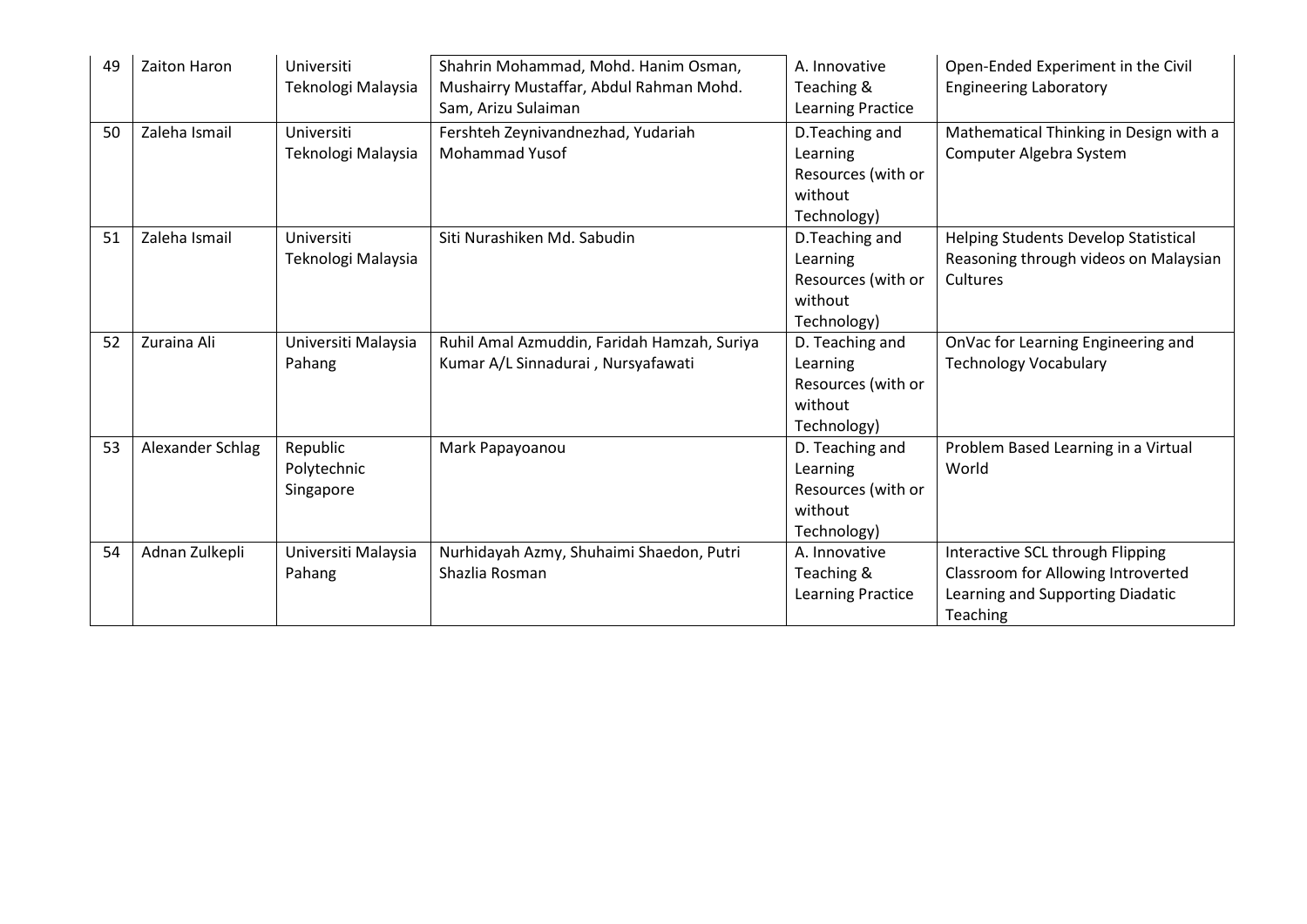| | | | | | |
|---|---|---|---|---|---|
| 49 | Zaiton Haron | Universiti Teknologi Malaysia | Shahrin Mohammad, Mohd. Hanim Osman, Mushairry Mustaffar, Abdul Rahman Mohd. Sam, Arizu Sulaiman | A. Innovative Teaching & Learning Practice | Open-Ended Experiment in the Civil Engineering Laboratory |
| 50 | Zaleha Ismail | Universiti Teknologi Malaysia | Fershteh Zeynivandnezhad, Yudariah Mohammad Yusof | D.Teaching and Learning Resources (with or without Technology) | Mathematical Thinking in Design with a Computer Algebra System |
| 51 | Zaleha Ismail | Universiti Teknologi Malaysia | Siti Nurashiken Md. Sabudin | D.Teaching and Learning Resources (with or without Technology) | Helping Students Develop Statistical Reasoning through videos on Malaysian Cultures |
| 52 | Zuraina Ali | Universiti Malaysia Pahang | Ruhil Amal Azmuddin, Faridah Hamzah, Suriya Kumar A/L Sinnadurai , Nursyafawati | D. Teaching and Learning Resources (with or without Technology) | OnVac for Learning Engineering and Technology Vocabulary |
| 53 | Alexander Schlag | Republic Polytechnic Singapore | Mark Papayoanou | D. Teaching and Learning Resources (with or without Technology) | Problem Based Learning in a Virtual World |
| 54 | Adnan Zulkepli | Universiti Malaysia Pahang | Nurhidayah Azmy, Shuhaimi Shaedon, Putri Shazlia Rosman | A. Innovative Teaching & Learning Practice | Interactive SCL through Flipping Classroom for Allowing Introverted Learning and Supporting Diadatic Teaching |